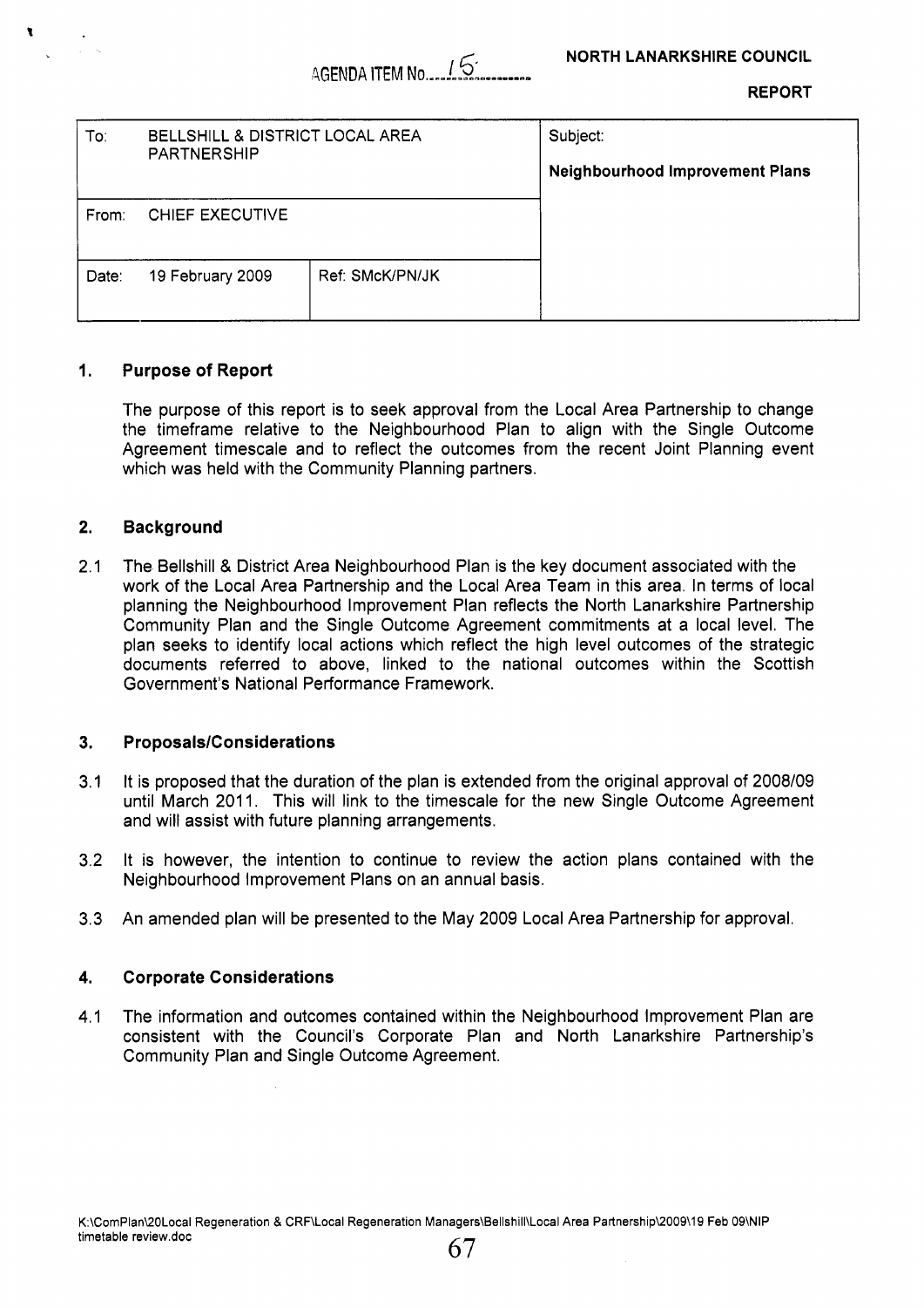AGENDA ITEM No. 15

**NORTH LANARKSHIRE COUNCIL**

**REPORT**

| To: BELLSHILL & DISTRICT LOCAL AREA PARTNERSHIP | | Subject: **Neighbourhood Improvement Plans** |
|---|---|---|
| From: CHIEF EXECUTIVE | | |
| Date: 19 February 2009 | Ref: SMcK/PN/JK | |

## 1. Purpose of Report

The purpose of this report is to seek approval from the Local Area Partnership to change the timeframe relative to the Neighbourhood Plan to align with the Single Outcome Agreement timescale and to reflect the outcomes from the recent Joint Planning event which was held with the Community Planning partners.

## 2. Background

2.1 The Bellshill & District Area Neighbourhood Plan is the key document associated with the work of the Local Area Partnership and the Local Area Team in this area. In terms of local planning the Neighbourhood Improvement Plan reflects the North Lanarkshire Partnership Community Plan and the Single Outcome Agreement commitments at a local level. The plan seeks to identify local actions which reflect the high level outcomes of the strategic documents referred to above, linked to the national outcomes within the Scottish Government's National Performance Framework.

## 3. Proposals/Considerations

3.1 It is proposed that the duration of the plan is extended from the original approval of 2008/09 until March 2011. This will link to the timescale for the new Single Outcome Agreement and will assist with future planning arrangements.

3.2 It is however, the intention to continue to review the action plans contained with the Neighbourhood Improvement Plans on an annual basis.

3.3 An amended plan will be presented to the May 2009 Local Area Partnership for approval.

## 4. Corporate Considerations

4.1 The information and outcomes contained within the Neighbourhood Improvement Plan are consistent with the Council's Corporate Plan and North Lanarkshire Partnership's Community Plan and Single Outcome Agreement.

K:\ComPlan\20Local Regeneration & CRF\Local Regeneration Managers\Bellshill\Local Area Partnership\2009\19 Feb 09\NIP timetable review.doc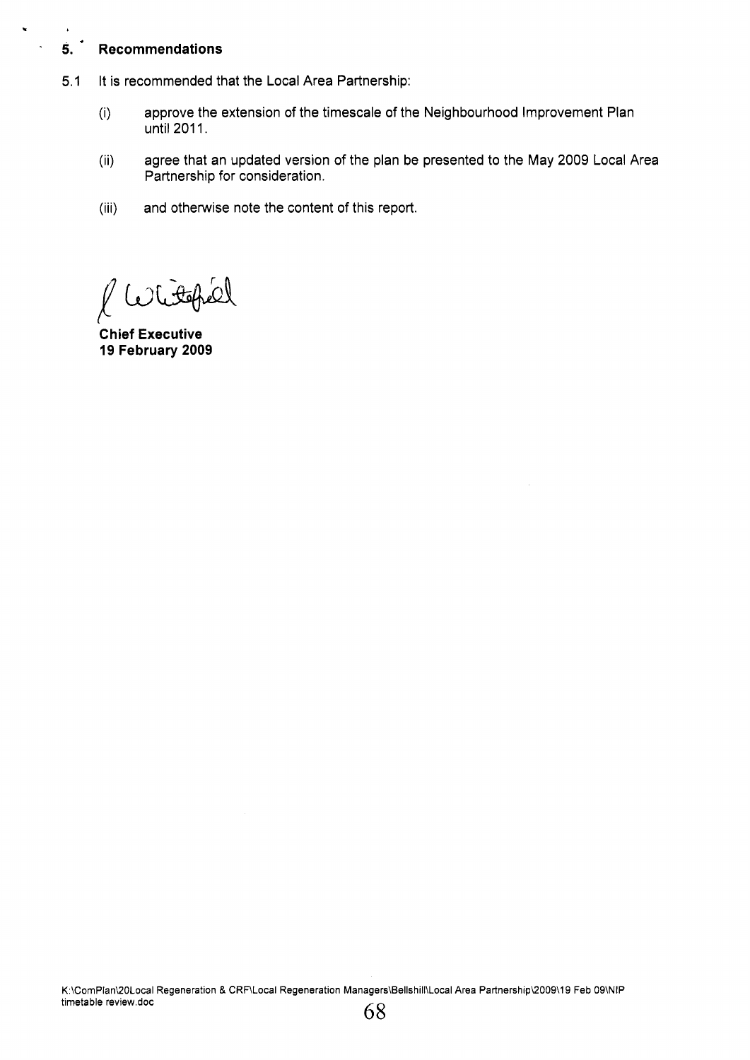## 5. Recommendations

5.1 It is recommended that the Local Area Partnership:

(i) approve the extension of the timescale of the Neighbourhood Improvement Plan until 2011.

(ii) agree that an updated version of the plan be presented to the May 2009 Local Area Partnership for consideration.

(iii) and otherwise note the content of this report.

**Chief Executive**
**19 February 2009**

K:\ComPlan\20Local Regeneration & CRF\Local Regeneration Managers\Bellshill\Local Area Partnership\2009\19 Feb 09\NIP timetable review.doc